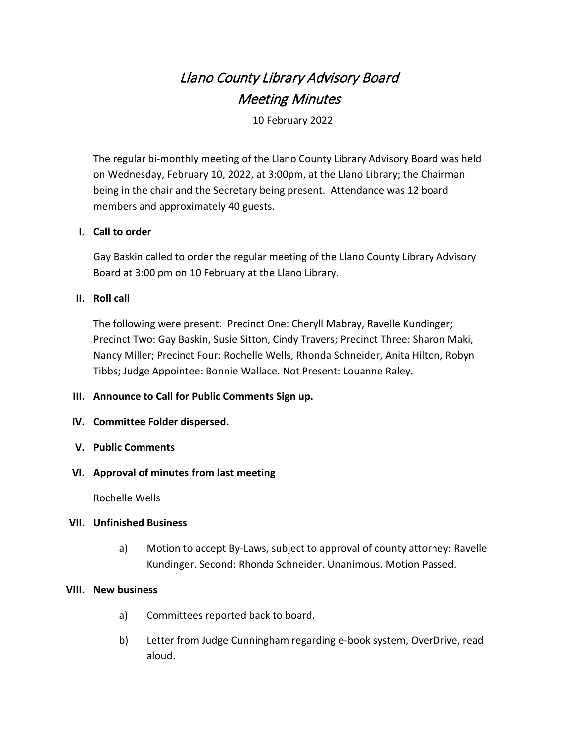# *Llano County Library Advisory Board*
# *Meeting Minutes*

10 February 2022

The regular bi-monthly meeting of the Llano County Library Advisory Board was held on Wednesday, February 10, 2022, at 3:00pm, at the Llano Library; the Chairman being in the chair and the Secretary being present. Attendance was 12 board members and approximately 40 guests.

**I. Call to order**

Gay Baskin called to order the regular meeting of the Llano County Library Advisory Board at 3:00 pm on 10 February at the Llano Library.

**II. Roll call**

The following were present. Precinct One: Cheryll Mabray, Ravelle Kundinger; Precinct Two: Gay Baskin, Susie Sitton, Cindy Travers; Precinct Three: Sharon Maki, Nancy Miller; Precinct Four: Rochelle Wells, Rhonda Schneider, Anita Hilton, Robyn Tibbs; Judge Appointee: Bonnie Wallace. Not Present: Louanne Raley.

**III. Announce to Call for Public Comments Sign up.**

**IV. Committee Folder dispersed.**

**V. Public Comments**

**VI. Approval of minutes from last meeting**

Rochelle Wells

**VII. Unfinished Business**

a) Motion to accept By-Laws, subject to approval of county attorney: Ravelle Kundinger. Second: Rhonda Schneider. Unanimous. Motion Passed.

**VIII. New business**

a) Committees reported back to board.

b) Letter from Judge Cunningham regarding e-book system, OverDrive, read aloud.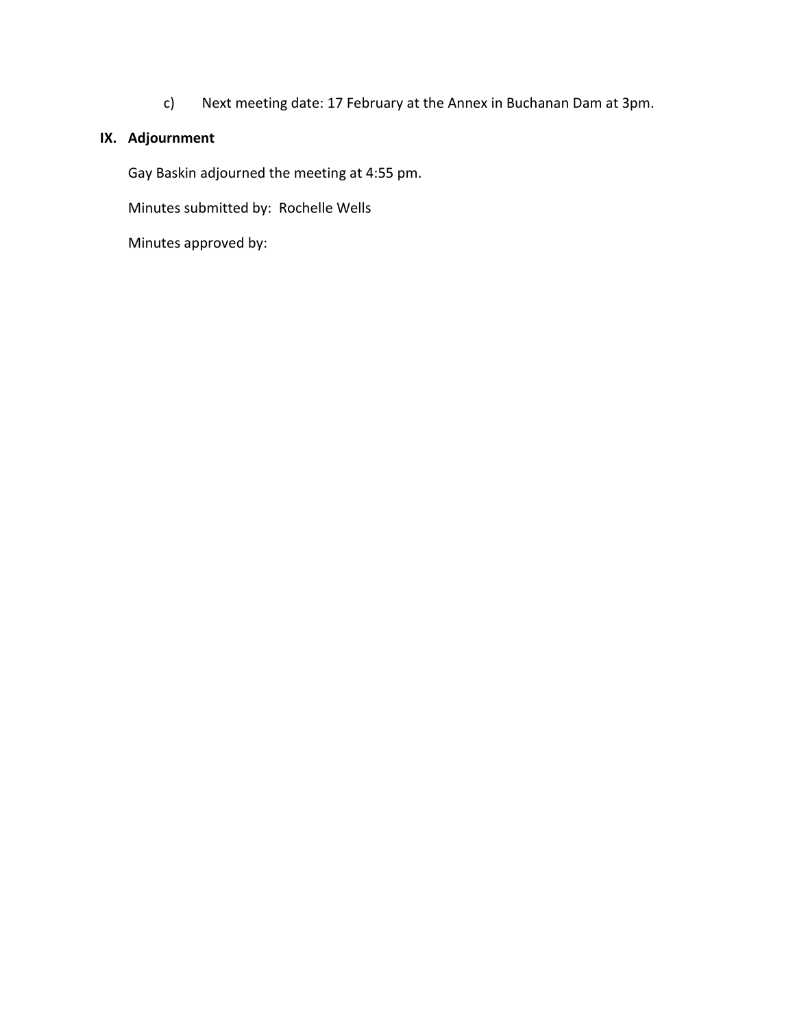c) Next meeting date: 17 February at the Annex in Buchanan Dam at 3pm.

## IX. Adjournment

Gay Baskin adjourned the meeting at 4:55 pm.

Minutes submitted by: Rochelle Wells

Minutes approved by: